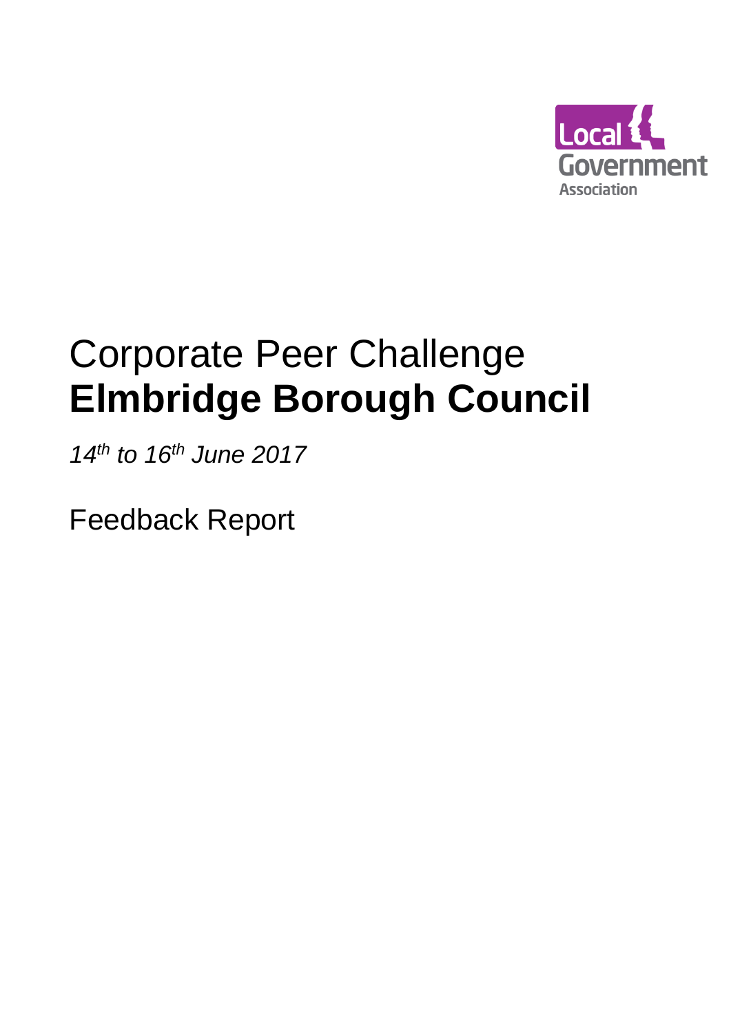Local Government Association

# Corporate Peer Challenge
# **Elmbridge Borough Council**

*14th to 16th June 2017*

Feedback Report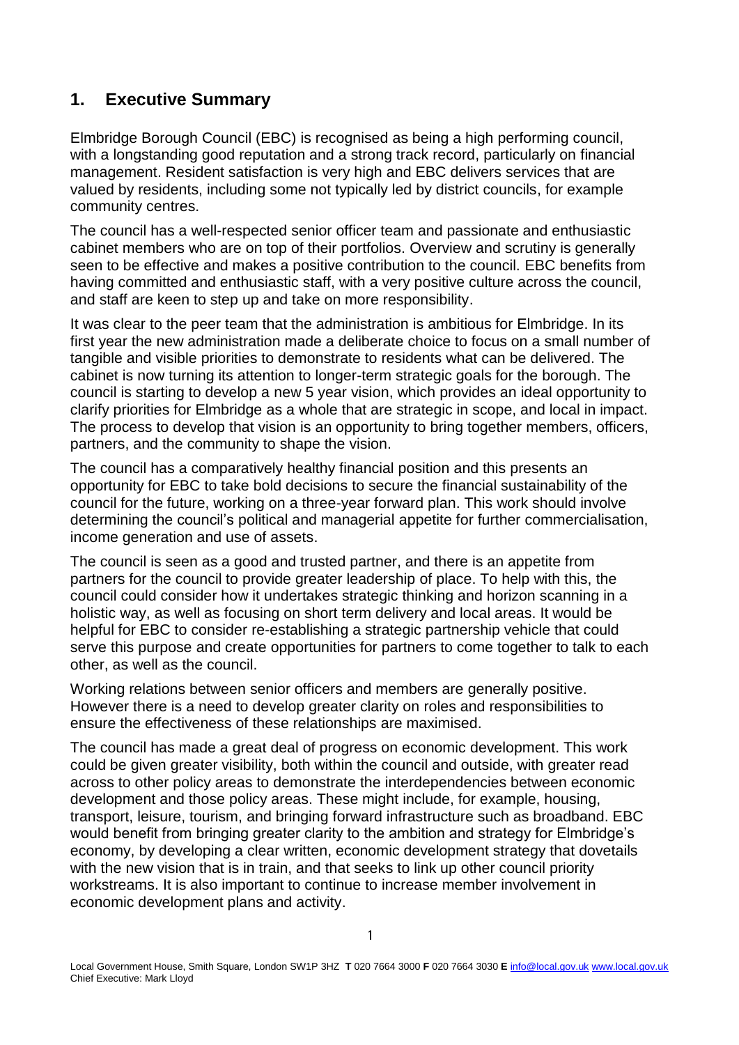## 1. Executive Summary

Elmbridge Borough Council (EBC) is recognised as being a high performing council, with a longstanding good reputation and a strong track record, particularly on financial management. Resident satisfaction is very high and EBC delivers services that are valued by residents, including some not typically led by district councils, for example community centres.

The council has a well-respected senior officer team and passionate and enthusiastic cabinet members who are on top of their portfolios. Overview and scrutiny is generally seen to be effective and makes a positive contribution to the council. EBC benefits from having committed and enthusiastic staff, with a very positive culture across the council, and staff are keen to step up and take on more responsibility.

It was clear to the peer team that the administration is ambitious for Elmbridge. In its first year the new administration made a deliberate choice to focus on a small number of tangible and visible priorities to demonstrate to residents what can be delivered. The cabinet is now turning its attention to longer-term strategic goals for the borough. The council is starting to develop a new 5 year vision, which provides an ideal opportunity to clarify priorities for Elmbridge as a whole that are strategic in scope, and local in impact. The process to develop that vision is an opportunity to bring together members, officers, partners, and the community to shape the vision.

The council has a comparatively healthy financial position and this presents an opportunity for EBC to take bold decisions to secure the financial sustainability of the council for the future, working on a three-year forward plan. This work should involve determining the council's political and managerial appetite for further commercialisation, income generation and use of assets.

The council is seen as a good and trusted partner, and there is an appetite from partners for the council to provide greater leadership of place. To help with this, the council could consider how it undertakes strategic thinking and horizon scanning in a holistic way, as well as focusing on short term delivery and local areas. It would be helpful for EBC to consider re-establishing a strategic partnership vehicle that could serve this purpose and create opportunities for partners to come together to talk to each other, as well as the council.

Working relations between senior officers and members are generally positive. However there is a need to develop greater clarity on roles and responsibilities to ensure the effectiveness of these relationships are maximised.

The council has made a great deal of progress on economic development. This work could be given greater visibility, both within the council and outside, with greater read across to other policy areas to demonstrate the interdependencies between economic development and those policy areas. These might include, for example, housing, transport, leisure, tourism, and bringing forward infrastructure such as broadband. EBC would benefit from bringing greater clarity to the ambition and strategy for Elmbridge's economy, by developing a clear written, economic development strategy that dovetails with the new vision that is in train, and that seeks to link up other council priority workstreams. It is also important to continue to increase member involvement in economic development plans and activity.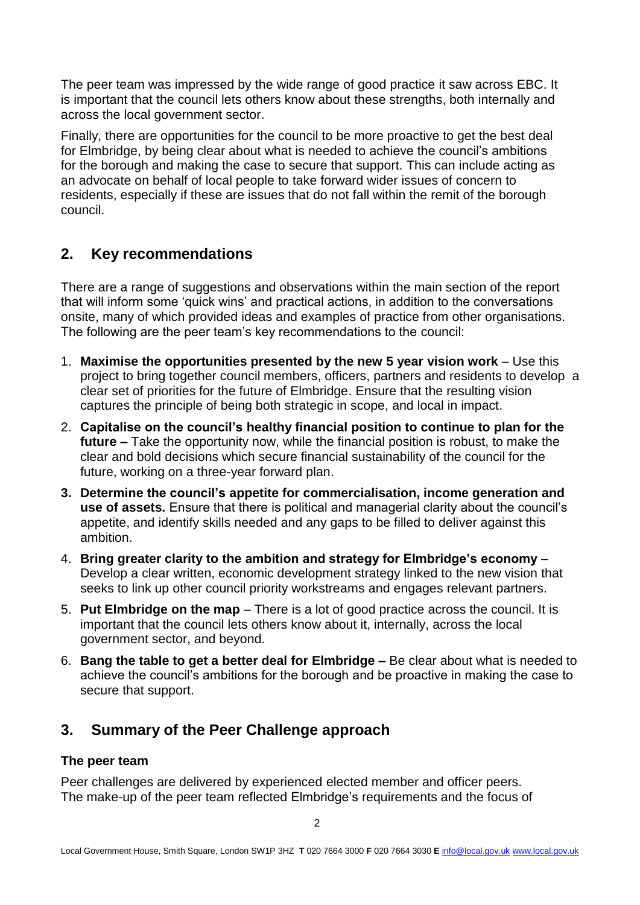The peer team was impressed by the wide range of good practice it saw across EBC. It is important that the council lets others know about these strengths, both internally and across the local government sector.

Finally, there are opportunities for the council to be more proactive to get the best deal for Elmbridge, by being clear about what is needed to achieve the council's ambitions for the borough and making the case to secure that support. This can include acting as an advocate on behalf of local people to take forward wider issues of concern to residents, especially if these are issues that do not fall within the remit of the borough council.

## 2. Key recommendations

There are a range of suggestions and observations within the main section of the report that will inform some 'quick wins' and practical actions, in addition to the conversations onsite, many of which provided ideas and examples of practice from other organisations. The following are the peer team's key recommendations to the council:

1. **Maximise the opportunities presented by the new 5 year vision work** – Use this project to bring together council members, officers, partners and residents to develop a clear set of priorities for the future of Elmbridge. Ensure that the resulting vision captures the principle of being both strategic in scope, and local in impact.
2. **Capitalise on the council's healthy financial position to continue to plan for the future –** Take the opportunity now, while the financial position is robust, to make the clear and bold decisions which secure financial sustainability of the council for the future, working on a three-year forward plan.
3. **Determine the council's appetite for commercialisation, income generation and use of assets.** Ensure that there is political and managerial clarity about the council's appetite, and identify skills needed and any gaps to be filled to deliver against this ambition.
4. **Bring greater clarity to the ambition and strategy for Elmbridge's economy** – Develop a clear written, economic development strategy linked to the new vision that seeks to link up other council priority workstreams and engages relevant partners.
5. **Put Elmbridge on the map** – There is a lot of good practice across the council. It is important that the council lets others know about it, internally, across the local government sector, and beyond.
6. **Bang the table to get a better deal for Elmbridge –** Be clear about what is needed to achieve the council's ambitions for the borough and be proactive in making the case to secure that support.

## 3. Summary of the Peer Challenge approach

### The peer team

Peer challenges are delivered by experienced elected member and officer peers. The make-up of the peer team reflected Elmbridge's requirements and the focus of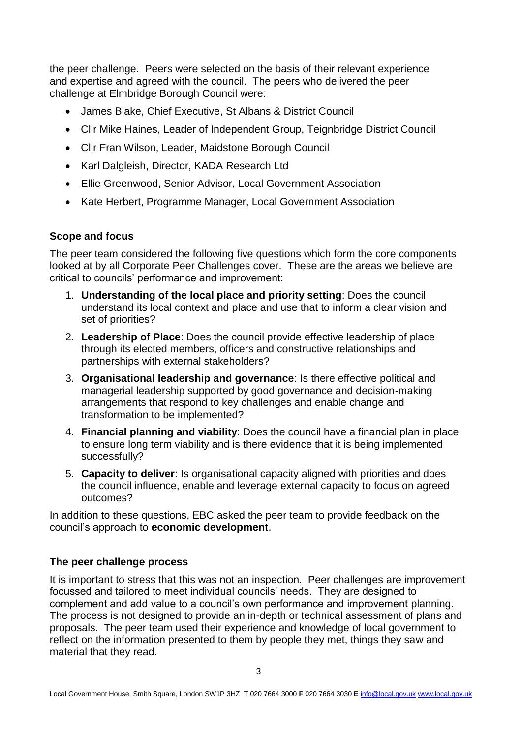the peer challenge. Peers were selected on the basis of their relevant experience and expertise and agreed with the council. The peers who delivered the peer challenge at Elmbridge Borough Council were:

- James Blake, Chief Executive, St Albans & District Council
- Cllr Mike Haines, Leader of Independent Group, Teignbridge District Council
- Cllr Fran Wilson, Leader, Maidstone Borough Council
- Karl Dalgleish, Director, KADA Research Ltd
- Ellie Greenwood, Senior Advisor, Local Government Association
- Kate Herbert, Programme Manager, Local Government Association

### Scope and focus

The peer team considered the following five questions which form the core components looked at by all Corporate Peer Challenges cover. These are the areas we believe are critical to councils' performance and improvement:

1. **Understanding of the local place and priority setting**: Does the council understand its local context and place and use that to inform a clear vision and set of priorities?
2. **Leadership of Place**: Does the council provide effective leadership of place through its elected members, officers and constructive relationships and partnerships with external stakeholders?
3. **Organisational leadership and governance**: Is there effective political and managerial leadership supported by good governance and decision-making arrangements that respond to key challenges and enable change and transformation to be implemented?
4. **Financial planning and viability**: Does the council have a financial plan in place to ensure long term viability and is there evidence that it is being implemented successfully?
5. **Capacity to deliver**: Is organisational capacity aligned with priorities and does the council influence, enable and leverage external capacity to focus on agreed outcomes?

In addition to these questions, EBC asked the peer team to provide feedback on the council's approach to **economic development**.

### The peer challenge process

It is important to stress that this was not an inspection. Peer challenges are improvement focussed and tailored to meet individual councils' needs. They are designed to complement and add value to a council's own performance and improvement planning. The process is not designed to provide an in-depth or technical assessment of plans and proposals. The peer team used their experience and knowledge of local government to reflect on the information presented to them by people they met, things they saw and material that they read.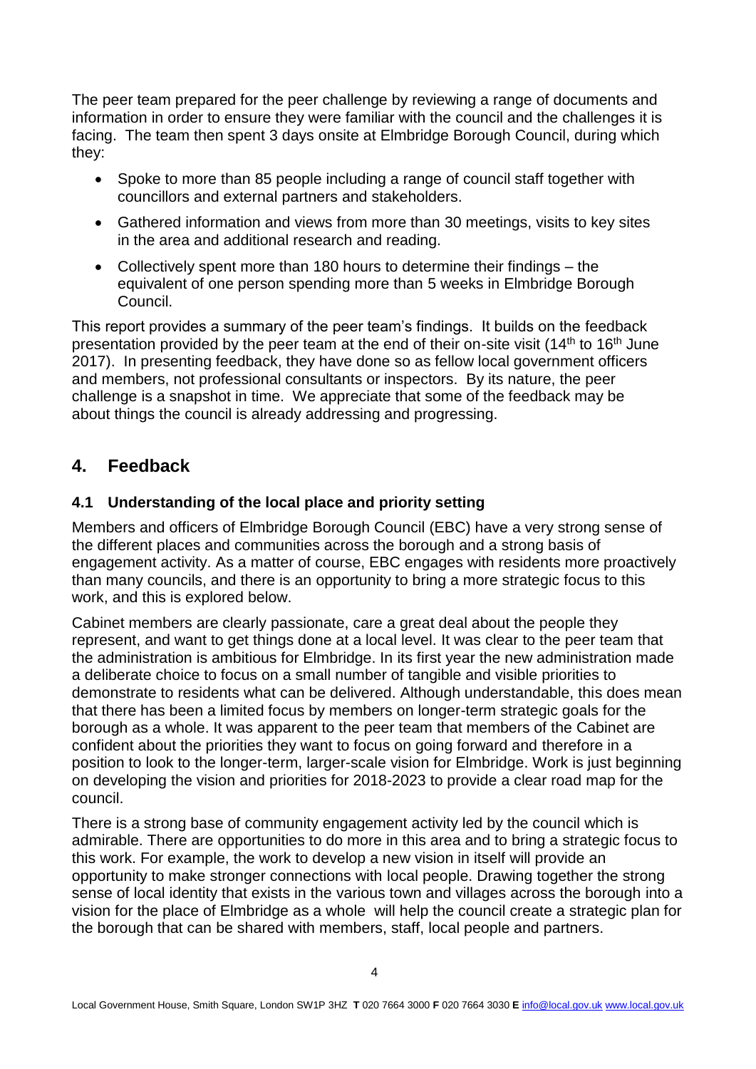The peer team prepared for the peer challenge by reviewing a range of documents and information in order to ensure they were familiar with the council and the challenges it is facing. The team then spent 3 days onsite at Elmbridge Borough Council, during which they:

- Spoke to more than 85 people including a range of council staff together with councillors and external partners and stakeholders.
- Gathered information and views from more than 30 meetings, visits to key sites in the area and additional research and reading.
- Collectively spent more than 180 hours to determine their findings – the equivalent of one person spending more than 5 weeks in Elmbridge Borough Council.

This report provides a summary of the peer team's findings. It builds on the feedback presentation provided by the peer team at the end of their on-site visit (14th to 16th June 2017). In presenting feedback, they have done so as fellow local government officers and members, not professional consultants or inspectors. By its nature, the peer challenge is a snapshot in time. We appreciate that some of the feedback may be about things the council is already addressing and progressing.

## 4. Feedback

### 4.1 Understanding of the local place and priority setting

Members and officers of Elmbridge Borough Council (EBC) have a very strong sense of the different places and communities across the borough and a strong basis of engagement activity. As a matter of course, EBC engages with residents more proactively than many councils, and there is an opportunity to bring a more strategic focus to this work, and this is explored below.

Cabinet members are clearly passionate, care a great deal about the people they represent, and want to get things done at a local level. It was clear to the peer team that the administration is ambitious for Elmbridge. In its first year the new administration made a deliberate choice to focus on a small number of tangible and visible priorities to demonstrate to residents what can be delivered. Although understandable, this does mean that there has been a limited focus by members on longer-term strategic goals for the borough as a whole. It was apparent to the peer team that members of the Cabinet are confident about the priorities they want to focus on going forward and therefore in a position to look to the longer-term, larger-scale vision for Elmbridge. Work is just beginning on developing the vision and priorities for 2018-2023 to provide a clear road map for the council.

There is a strong base of community engagement activity led by the council which is admirable. There are opportunities to do more in this area and to bring a strategic focus to this work. For example, the work to develop a new vision in itself will provide an opportunity to make stronger connections with local people. Drawing together the strong sense of local identity that exists in the various town and villages across the borough into a vision for the place of Elmbridge as a whole will help the council create a strategic plan for the borough that can be shared with members, staff, local people and partners.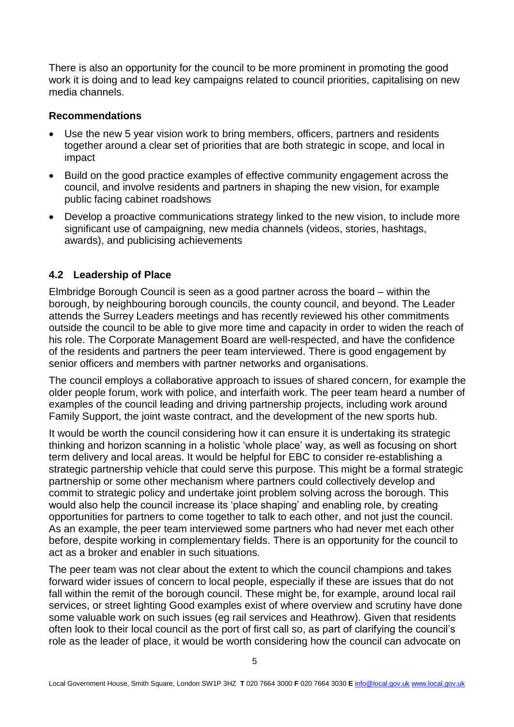There is also an opportunity for the council to be more prominent in promoting the good work it is doing and to lead key campaigns related to council priorities, capitalising on new media channels.

**Recommendations**

- Use the new 5 year vision work to bring members, officers, partners and residents together around a clear set of priorities that are both strategic in scope, and local in impact
- Build on the good practice examples of effective community engagement across the council, and involve residents and partners in shaping the new vision, for example public facing cabinet roadshows
- Develop a proactive communications strategy linked to the new vision, to include more significant use of campaigning, new media channels (videos, stories, hashtags, awards), and publicising achievements

### 4.2 Leadership of Place

Elmbridge Borough Council is seen as a good partner across the board – within the borough, by neighbouring borough councils, the county council, and beyond. The Leader attends the Surrey Leaders meetings and has recently reviewed his other commitments outside the council to be able to give more time and capacity in order to widen the reach of his role. The Corporate Management Board are well-respected, and have the confidence of the residents and partners the peer team interviewed. There is good engagement by senior officers and members with partner networks and organisations.

The council employs a collaborative approach to issues of shared concern, for example the older people forum, work with police, and interfaith work. The peer team heard a number of examples of the council leading and driving partnership projects, including work around Family Support, the joint waste contract, and the development of the new sports hub.

It would be worth the council considering how it can ensure it is undertaking its strategic thinking and horizon scanning in a holistic 'whole place' way, as well as focusing on short term delivery and local areas. It would be helpful for EBC to consider re-establishing a strategic partnership vehicle that could serve this purpose. This might be a formal strategic partnership or some other mechanism where partners could collectively develop and commit to strategic policy and undertake joint problem solving across the borough. This would also help the council increase its 'place shaping' and enabling role, by creating opportunities for partners to come together to talk to each other, and not just the council. As an example, the peer team interviewed some partners who had never met each other before, despite working in complementary fields. There is an opportunity for the council to act as a broker and enabler in such situations.

The peer team was not clear about the extent to which the council champions and takes forward wider issues of concern to local people, especially if these are issues that do not fall within the remit of the borough council. These might be, for example, around local rail services, or street lighting Good examples exist of where overview and scrutiny have done some valuable work on such issues (eg rail services and Heathrow). Given that residents often look to their local council as the port of first call so, as part of clarifying the council's role as the leader of place, it would be worth considering how the council can advocate on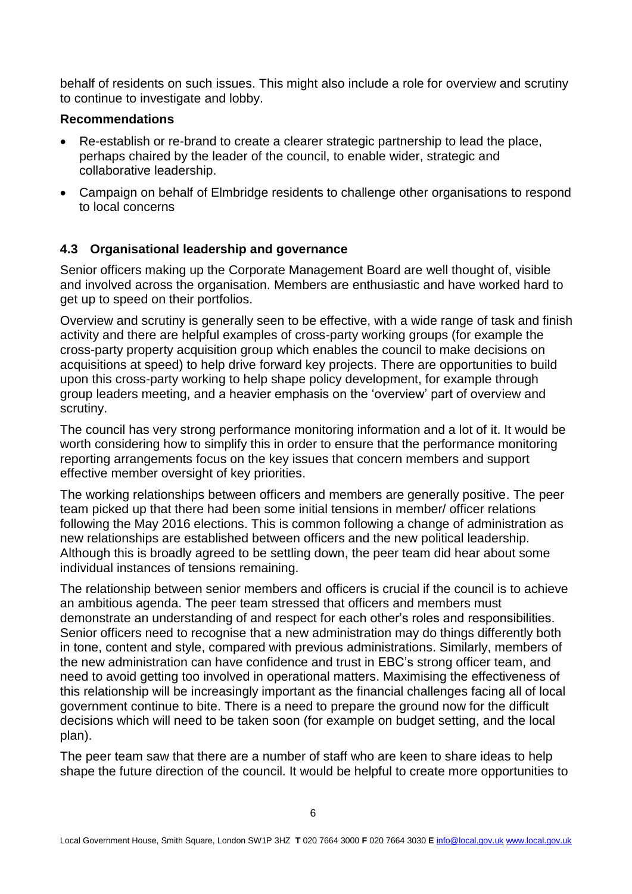behalf of residents on such issues. This might also include a role for overview and scrutiny to continue to investigate and lobby.

**Recommendations**

- Re-establish or re-brand to create a clearer strategic partnership to lead the place, perhaps chaired by the leader of the council, to enable wider, strategic and collaborative leadership.
- Campaign on behalf of Elmbridge residents to challenge other organisations to respond to local concerns

### 4.3 Organisational leadership and governance

Senior officers making up the Corporate Management Board are well thought of, visible and involved across the organisation. Members are enthusiastic and have worked hard to get up to speed on their portfolios.

Overview and scrutiny is generally seen to be effective, with a wide range of task and finish activity and there are helpful examples of cross-party working groups (for example the cross-party property acquisition group which enables the council to make decisions on acquisitions at speed) to help drive forward key projects. There are opportunities to build upon this cross-party working to help shape policy development, for example through group leaders meeting, and a heavier emphasis on the 'overview' part of overview and scrutiny.

The council has very strong performance monitoring information and a lot of it. It would be worth considering how to simplify this in order to ensure that the performance monitoring reporting arrangements focus on the key issues that concern members and support effective member oversight of key priorities.

The working relationships between officers and members are generally positive. The peer team picked up that there had been some initial tensions in member/ officer relations following the May 2016 elections. This is common following a change of administration as new relationships are established between officers and the new political leadership. Although this is broadly agreed to be settling down, the peer team did hear about some individual instances of tensions remaining.

The relationship between senior members and officers is crucial if the council is to achieve an ambitious agenda. The peer team stressed that officers and members must demonstrate an understanding of and respect for each other's roles and responsibilities. Senior officers need to recognise that a new administration may do things differently both in tone, content and style, compared with previous administrations. Similarly, members of the new administration can have confidence and trust in EBC's strong officer team, and need to avoid getting too involved in operational matters. Maximising the effectiveness of this relationship will be increasingly important as the financial challenges facing all of local government continue to bite. There is a need to prepare the ground now for the difficult decisions which will need to be taken soon (for example on budget setting, and the local plan).

The peer team saw that there are a number of staff who are keen to share ideas to help shape the future direction of the council. It would be helpful to create more opportunities to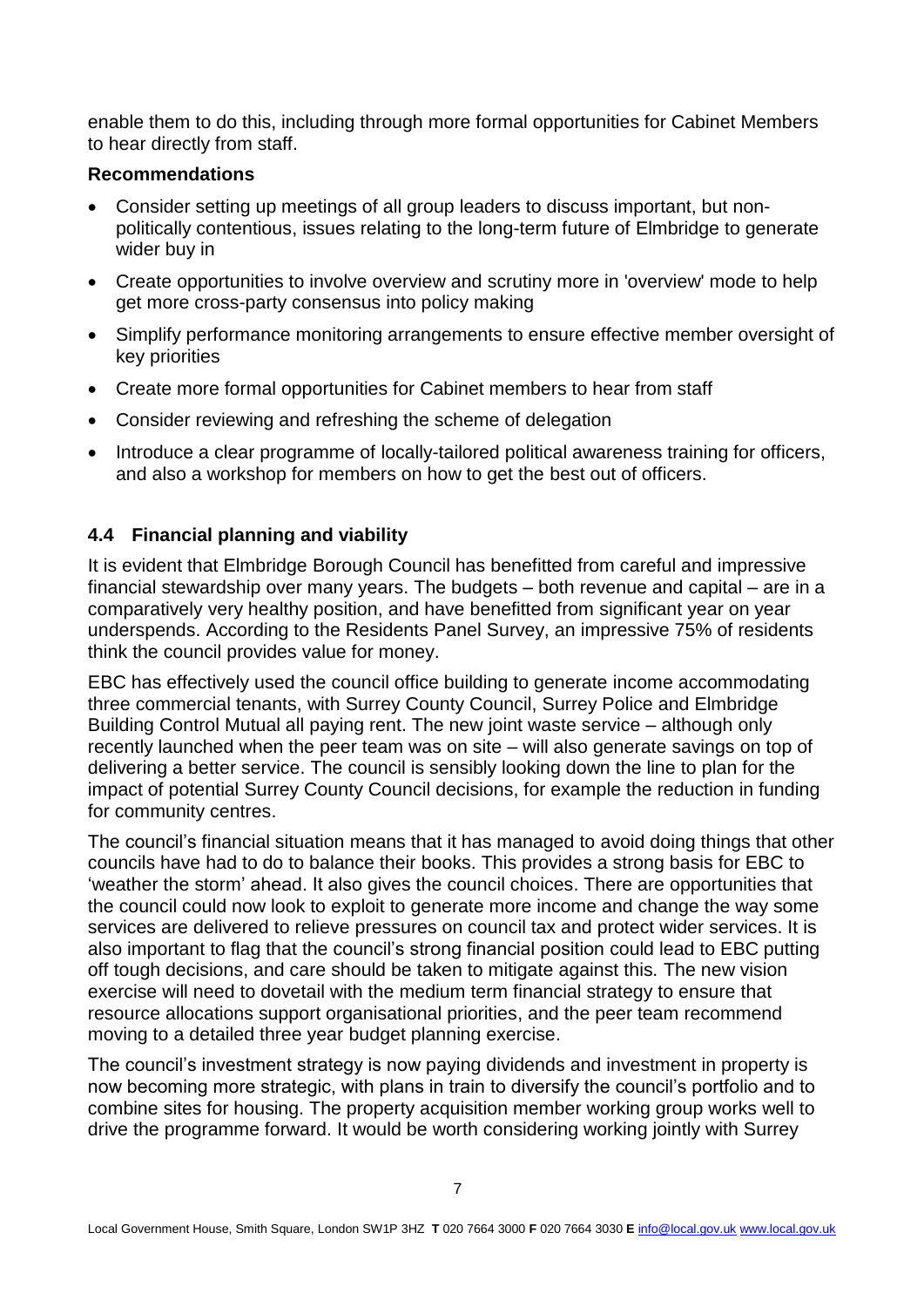enable them to do this, including through more formal opportunities for Cabinet Members to hear directly from staff.

**Recommendations**

- Consider setting up meetings of all group leaders to discuss important, but non-politically contentious, issues relating to the long-term future of Elmbridge to generate wider buy in
- Create opportunities to involve overview and scrutiny more in 'overview' mode to help get more cross-party consensus into policy making
- Simplify performance monitoring arrangements to ensure effective member oversight of key priorities
- Create more formal opportunities for Cabinet members to hear from staff
- Consider reviewing and refreshing the scheme of delegation
- Introduce a clear programme of locally-tailored political awareness training for officers, and also a workshop for members on how to get the best out of officers.

### 4.4 Financial planning and viability

It is evident that Elmbridge Borough Council has benefitted from careful and impressive financial stewardship over many years. The budgets – both revenue and capital – are in a comparatively very healthy position, and have benefitted from significant year on year underspends. According to the Residents Panel Survey, an impressive 75% of residents think the council provides value for money.

EBC has effectively used the council office building to generate income accommodating three commercial tenants, with Surrey County Council, Surrey Police and Elmbridge Building Control Mutual all paying rent. The new joint waste service – although only recently launched when the peer team was on site – will also generate savings on top of delivering a better service. The council is sensibly looking down the line to plan for the impact of potential Surrey County Council decisions, for example the reduction in funding for community centres.

The council's financial situation means that it has managed to avoid doing things that other councils have had to do to balance their books. This provides a strong basis for EBC to 'weather the storm' ahead. It also gives the council choices. There are opportunities that the council could now look to exploit to generate more income and change the way some services are delivered to relieve pressures on council tax and protect wider services. It is also important to flag that the council's strong financial position could lead to EBC putting off tough decisions, and care should be taken to mitigate against this. The new vision exercise will need to dovetail with the medium term financial strategy to ensure that resource allocations support organisational priorities, and the peer team recommend moving to a detailed three year budget planning exercise.

The council's investment strategy is now paying dividends and investment in property is now becoming more strategic, with plans in train to diversify the council's portfolio and to combine sites for housing. The property acquisition member working group works well to drive the programme forward. It would be worth considering working jointly with Surrey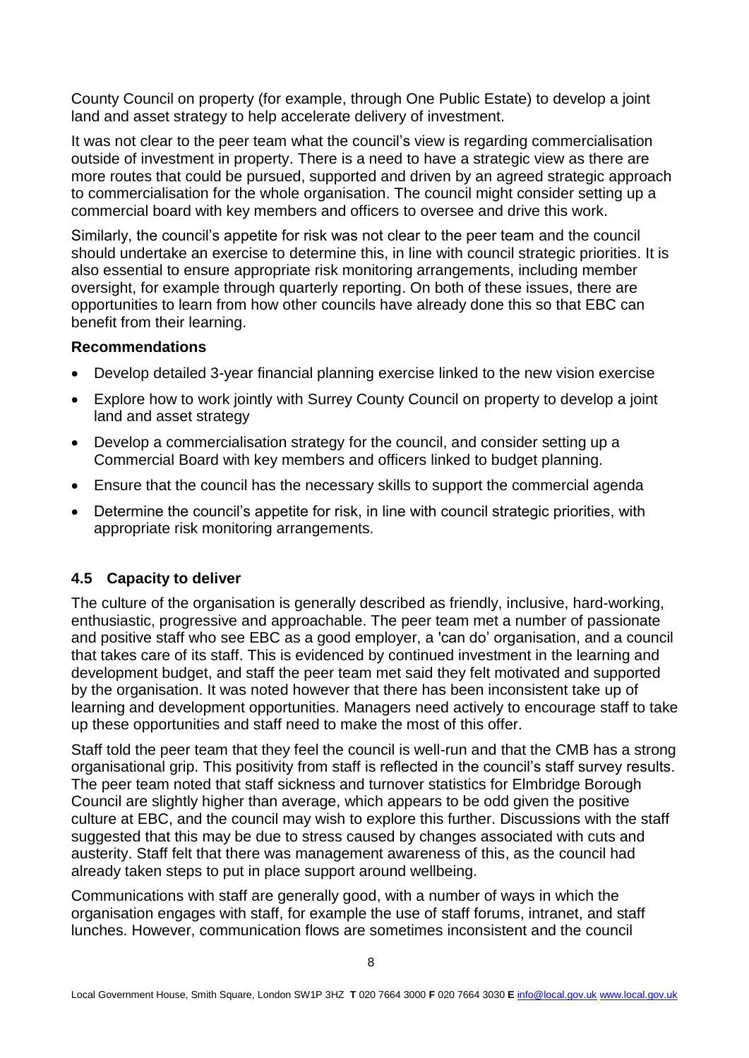County Council on property (for example, through One Public Estate) to develop a joint land and asset strategy to help accelerate delivery of investment.

It was not clear to the peer team what the council's view is regarding commercialisation outside of investment in property. There is a need to have a strategic view as there are more routes that could be pursued, supported and driven by an agreed strategic approach to commercialisation for the whole organisation. The council might consider setting up a commercial board with key members and officers to oversee and drive this work.

Similarly, the council's appetite for risk was not clear to the peer team and the council should undertake an exercise to determine this, in line with council strategic priorities. It is also essential to ensure appropriate risk monitoring arrangements, including member oversight, for example through quarterly reporting. On both of these issues, there are opportunities to learn from how other councils have already done this so that EBC can benefit from their learning.

**Recommendations**

- Develop detailed 3-year financial planning exercise linked to the new vision exercise
- Explore how to work jointly with Surrey County Council on property to develop a joint land and asset strategy
- Develop a commercialisation strategy for the council, and consider setting up a Commercial Board with key members and officers linked to budget planning.
- Ensure that the council has the necessary skills to support the commercial agenda
- Determine the council's appetite for risk, in line with council strategic priorities, with appropriate risk monitoring arrangements.

### 4.5 Capacity to deliver

The culture of the organisation is generally described as friendly, inclusive, hard-working, enthusiastic, progressive and approachable. The peer team met a number of passionate and positive staff who see EBC as a good employer, a 'can do' organisation, and a council that takes care of its staff. This is evidenced by continued investment in the learning and development budget, and staff the peer team met said they felt motivated and supported by the organisation. It was noted however that there has been inconsistent take up of learning and development opportunities. Managers need actively to encourage staff to take up these opportunities and staff need to make the most of this offer.

Staff told the peer team that they feel the council is well-run and that the CMB has a strong organisational grip. This positivity from staff is reflected in the council's staff survey results. The peer team noted that staff sickness and turnover statistics for Elmbridge Borough Council are slightly higher than average, which appears to be odd given the positive culture at EBC, and the council may wish to explore this further. Discussions with the staff suggested that this may be due to stress caused by changes associated with cuts and austerity. Staff felt that there was management awareness of this, as the council had already taken steps to put in place support around wellbeing.

Communications with staff are generally good, with a number of ways in which the organisation engages with staff, for example the use of staff forums, intranet, and staff lunches. However, communication flows are sometimes inconsistent and the council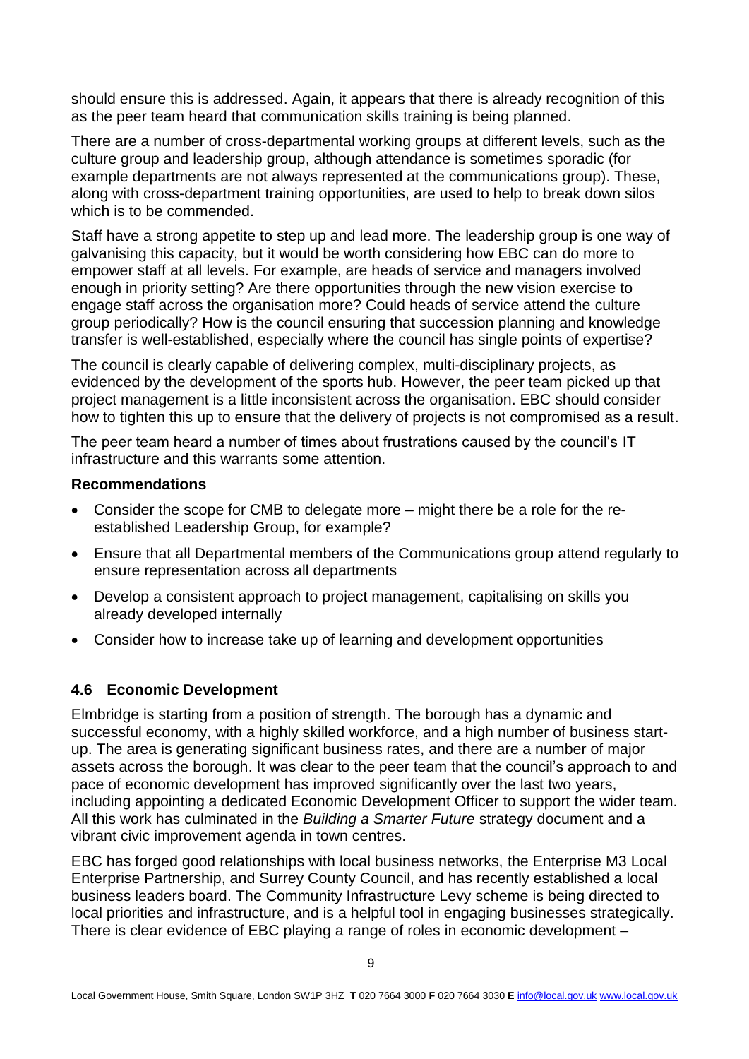should ensure this is addressed. Again, it appears that there is already recognition of this as the peer team heard that communication skills training is being planned.

There are a number of cross-departmental working groups at different levels, such as the culture group and leadership group, although attendance is sometimes sporadic (for example departments are not always represented at the communications group). These, along with cross-department training opportunities, are used to help to break down silos which is to be commended.

Staff have a strong appetite to step up and lead more. The leadership group is one way of galvanising this capacity, but it would be worth considering how EBC can do more to empower staff at all levels. For example, are heads of service and managers involved enough in priority setting? Are there opportunities through the new vision exercise to engage staff across the organisation more? Could heads of service attend the culture group periodically? How is the council ensuring that succession planning and knowledge transfer is well-established, especially where the council has single points of expertise?

The council is clearly capable of delivering complex, multi-disciplinary projects, as evidenced by the development of the sports hub. However, the peer team picked up that project management is a little inconsistent across the organisation. EBC should consider how to tighten this up to ensure that the delivery of projects is not compromised as a result.

The peer team heard a number of times about frustrations caused by the council's IT infrastructure and this warrants some attention.

**Recommendations**

- Consider the scope for CMB to delegate more – might there be a role for the re-established Leadership Group, for example?
- Ensure that all Departmental members of the Communications group attend regularly to ensure representation across all departments
- Develop a consistent approach to project management, capitalising on skills you already developed internally
- Consider how to increase take up of learning and development opportunities

### 4.6 Economic Development

Elmbridge is starting from a position of strength. The borough has a dynamic and successful economy, with a highly skilled workforce, and a high number of business start-up. The area is generating significant business rates, and there are a number of major assets across the borough. It was clear to the peer team that the council's approach to and pace of economic development has improved significantly over the last two years, including appointing a dedicated Economic Development Officer to support the wider team. All this work has culminated in the *Building a Smarter Future* strategy document and a vibrant civic improvement agenda in town centres.

EBC has forged good relationships with local business networks, the Enterprise M3 Local Enterprise Partnership, and Surrey County Council, and has recently established a local business leaders board. The Community Infrastructure Levy scheme is being directed to local priorities and infrastructure, and is a helpful tool in engaging businesses strategically. There is clear evidence of EBC playing a range of roles in economic development –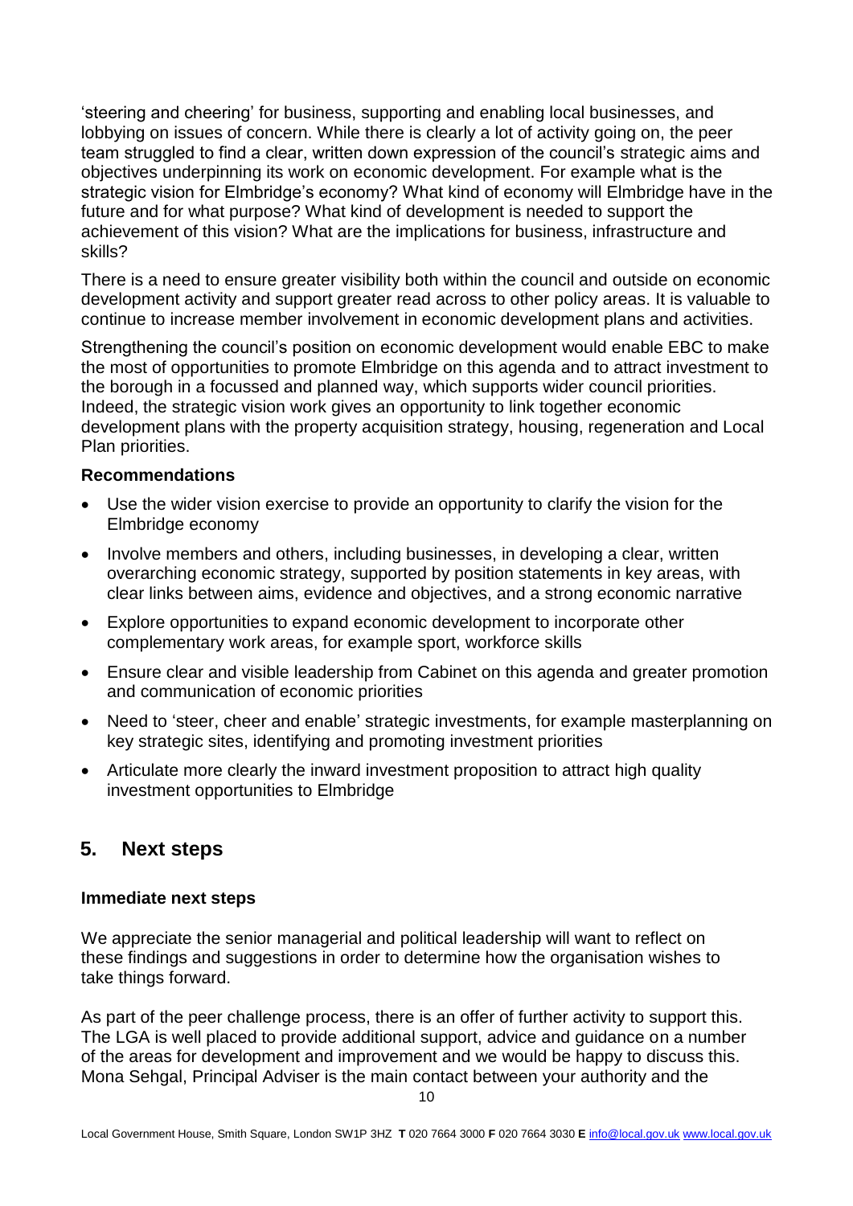'steering and cheering' for business, supporting and enabling local businesses, and lobbying on issues of concern. While there is clearly a lot of activity going on, the peer team struggled to find a clear, written down expression of the council's strategic aims and objectives underpinning its work on economic development. For example what is the strategic vision for Elmbridge's economy? What kind of economy will Elmbridge have in the future and for what purpose? What kind of development is needed to support the achievement of this vision? What are the implications for business, infrastructure and skills?

There is a need to ensure greater visibility both within the council and outside on economic development activity and support greater read across to other policy areas. It is valuable to continue to increase member involvement in economic development plans and activities.

Strengthening the council's position on economic development would enable EBC to make the most of opportunities to promote Elmbridge on this agenda and to attract investment to the borough in a focussed and planned way, which supports wider council priorities. Indeed, the strategic vision work gives an opportunity to link together economic development plans with the property acquisition strategy, housing, regeneration and Local Plan priorities.

**Recommendations**

- Use the wider vision exercise to provide an opportunity to clarify the vision for the Elmbridge economy
- Involve members and others, including businesses, in developing a clear, written overarching economic strategy, supported by position statements in key areas, with clear links between aims, evidence and objectives, and a strong economic narrative
- Explore opportunities to expand economic development to incorporate other complementary work areas, for example sport, workforce skills
- Ensure clear and visible leadership from Cabinet on this agenda and greater promotion and communication of economic priorities
- Need to 'steer, cheer and enable' strategic investments, for example masterplanning on key strategic sites, identifying and promoting investment priorities
- Articulate more clearly the inward investment proposition to attract high quality investment opportunities to Elmbridge

## 5. Next steps

**Immediate next steps**

We appreciate the senior managerial and political leadership will want to reflect on these findings and suggestions in order to determine how the organisation wishes to take things forward.

As part of the peer challenge process, there is an offer of further activity to support this. The LGA is well placed to provide additional support, advice and guidance on a number of the areas for development and improvement and we would be happy to discuss this. Mona Sehgal, Principal Adviser is the main contact between your authority and the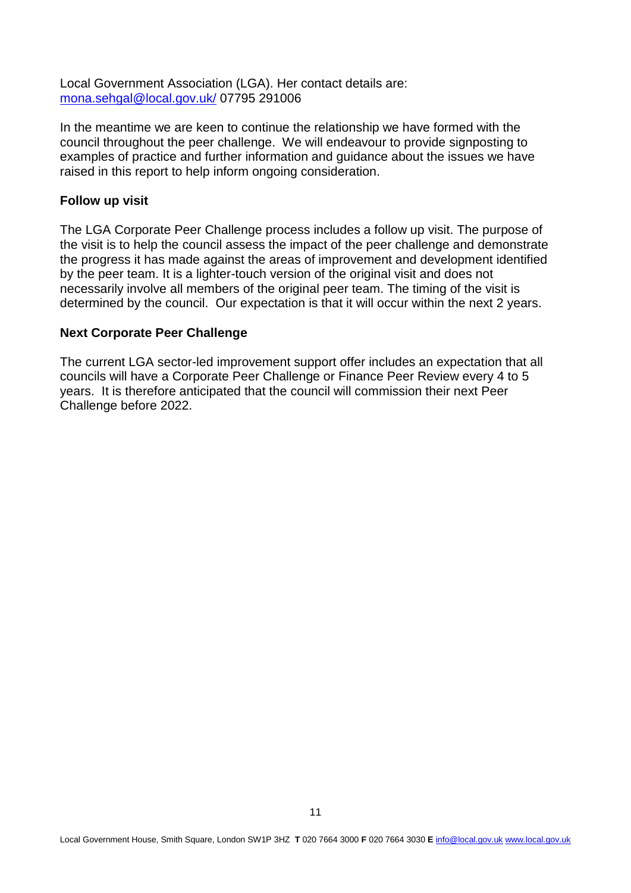Local Government Association (LGA). Her contact details are: mona.sehgal@local.gov.uk/ 07795 291006

In the meantime we are keen to continue the relationship we have formed with the council throughout the peer challenge. We will endeavour to provide signposting to examples of practice and further information and guidance about the issues we have raised in this report to help inform ongoing consideration.

**Follow up visit**

The LGA Corporate Peer Challenge process includes a follow up visit. The purpose of the visit is to help the council assess the impact of the peer challenge and demonstrate the progress it has made against the areas of improvement and development identified by the peer team. It is a lighter-touch version of the original visit and does not necessarily involve all members of the original peer team. The timing of the visit is determined by the council. Our expectation is that it will occur within the next 2 years.

**Next Corporate Peer Challenge**

The current LGA sector-led improvement support offer includes an expectation that all councils will have a Corporate Peer Challenge or Finance Peer Review every 4 to 5 years. It is therefore anticipated that the council will commission their next Peer Challenge before 2022.